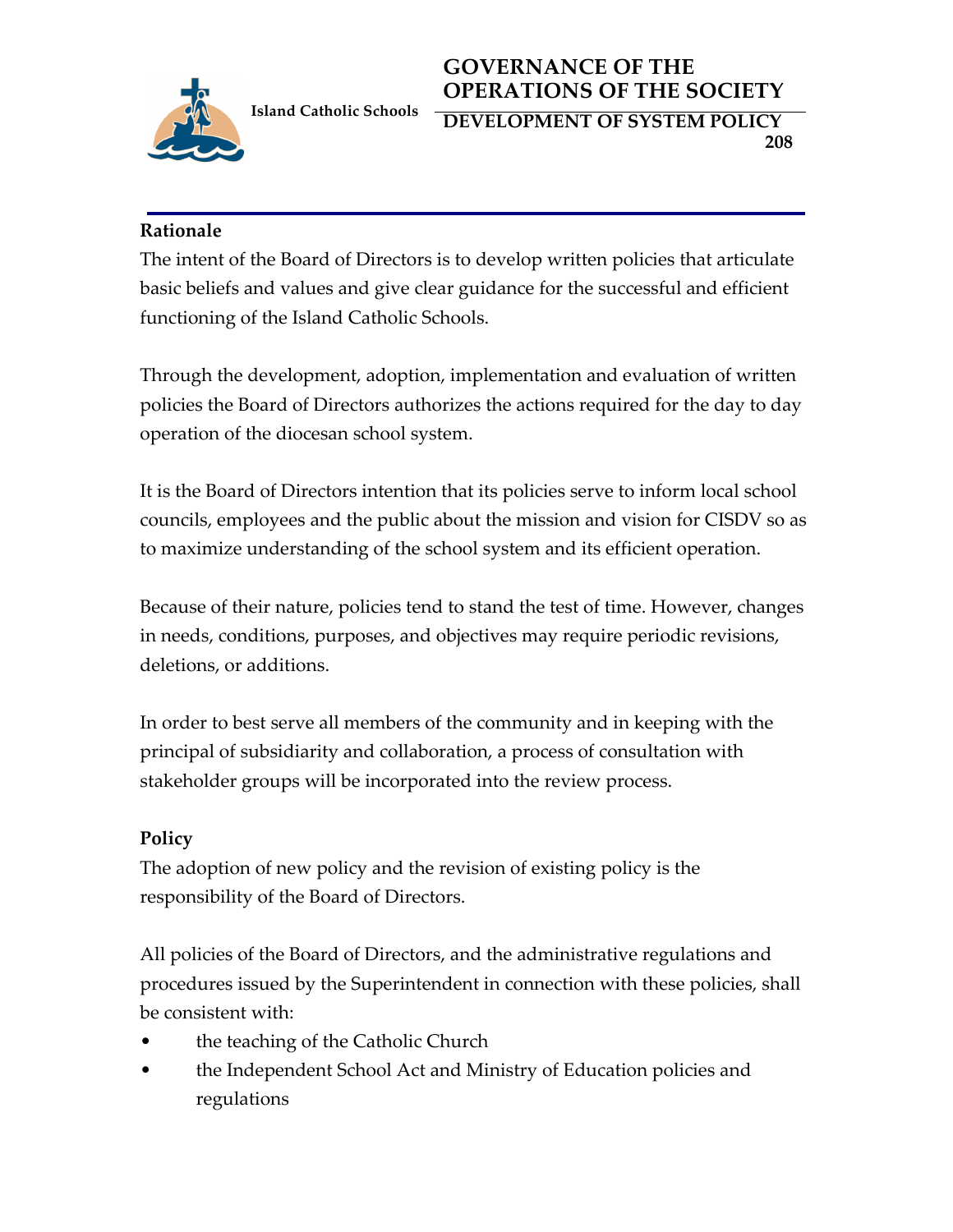Island Catholic Schools

# GOVERNANCE OF THE OPERATIONS OF THE SOCIETY

## DEVELOPMENT OF SYSTEM POLICY

**208**

### Rationale

The intent of the Board of Directors is to develop written policies that articulate basic beliefs and values and give clear guidance for the successful and efficient functioning of the Island Catholic Schools.

Through the development, adoption, implementation and evaluation of written policies the Board of Directors authorizes the actions required for the day to day operation of the diocesan school system.

It is the Board of Directors intention that its policies serve to inform local school councils, employees and the public about the mission and vision for CISDV so as to maximize understanding of the school system and its efficient operation.

Because of their nature, policies tend to stand the test of time. However, changes in needs, conditions, purposes, and objectives may require periodic revisions, deletions, or additions.

In order to best serve all members of the community and in keeping with the principal of subsidiarity and collaboration, a process of consultation with stakeholder groups will be incorporated into the review process.

### Policy

The adoption of new policy and the revision of existing policy is the responsibility of the Board of Directors.

All policies of the Board of Directors, and the administrative regulations and procedures issued by the Superintendent in connection with these policies, shall be consistent with:

- the teaching of the Catholic Church
- the Independent School Act and Ministry of Education policies and regulations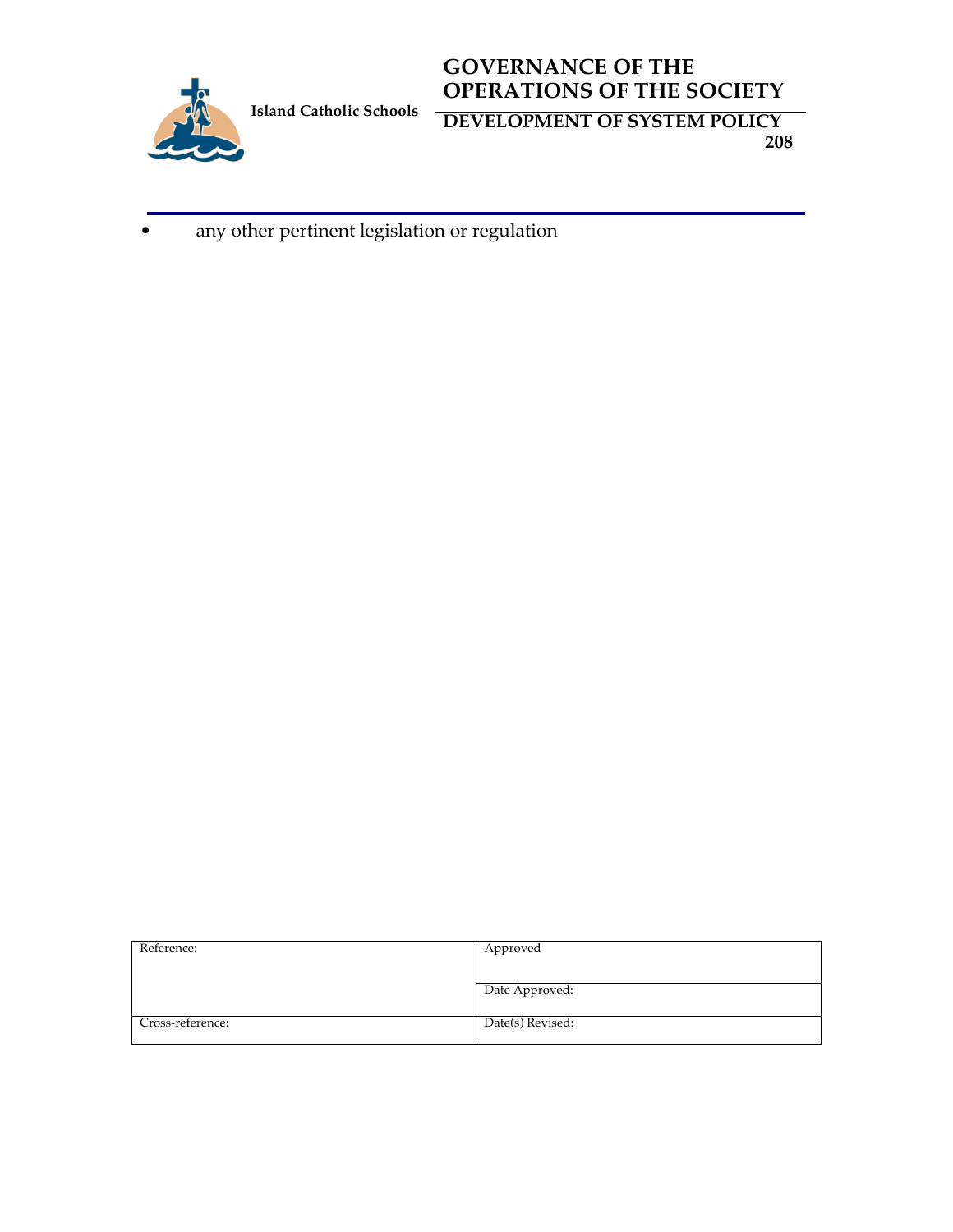- any other pertinent legislation or regulation

| | |
|---|---|
| Reference: | Approved<br><br>Date Approved: |
| Cross-reference: | Date(s) Revised: |